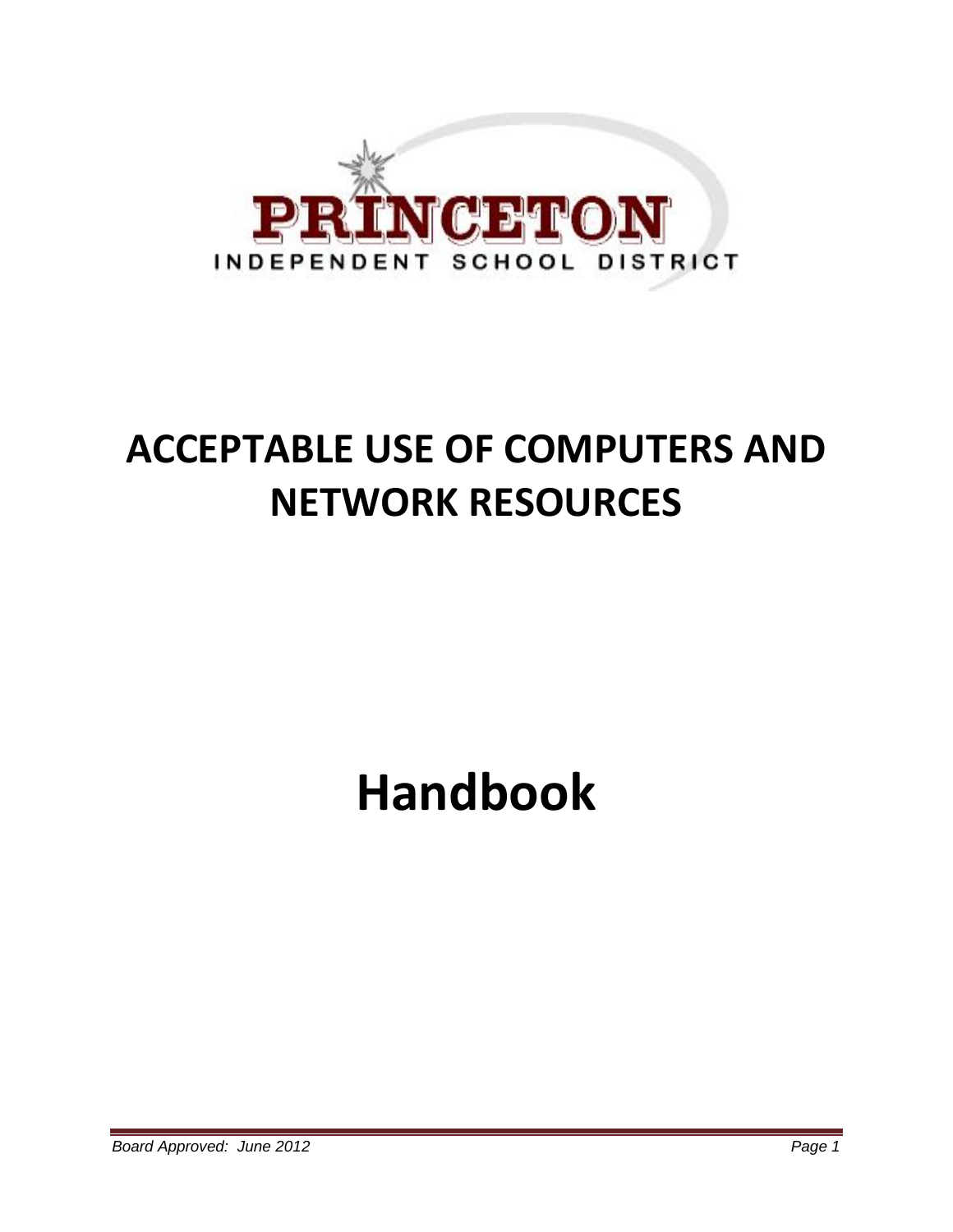PRINCETON

INDEPENDENT SCHOOL DISTRICT

# ACCEPTABLE USE OF COMPUTERS AND NETWORK RESOURCES

# Handbook

*Board Approved: June 2012*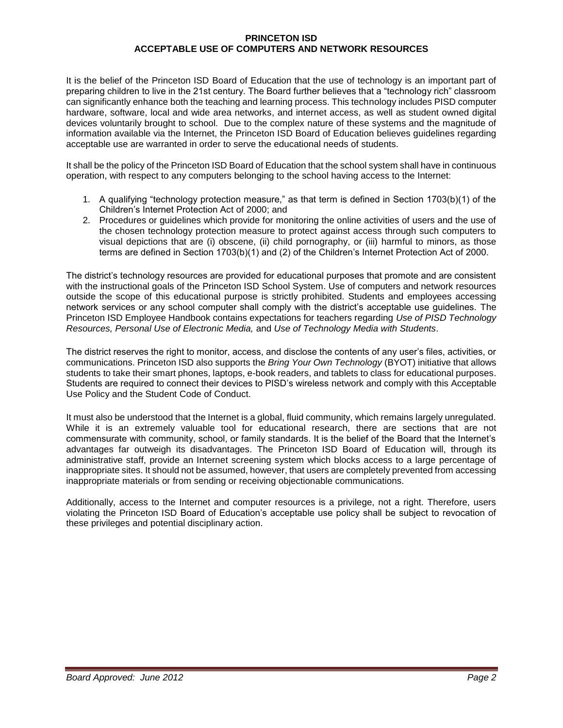# PRINCETON ISD
# ACCEPTABLE USE OF COMPUTERS AND NETWORK RESOURCES

It is the belief of the Princeton ISD Board of Education that the use of technology is an important part of preparing children to live in the 21st century. The Board further believes that a "technology rich" classroom can significantly enhance both the teaching and learning process. This technology includes PISD computer hardware, software, local and wide area networks, and internet access, as well as student owned digital devices voluntarily brought to school. Due to the complex nature of these systems and the magnitude of information available via the Internet, the Princeton ISD Board of Education believes guidelines regarding acceptable use are warranted in order to serve the educational needs of students.

It shall be the policy of the Princeton ISD Board of Education that the school system shall have in continuous operation, with respect to any computers belonging to the school having access to the Internet:

1. A qualifying "technology protection measure," as that term is defined in Section 1703(b)(1) of the Children's Internet Protection Act of 2000; and
2. Procedures or guidelines which provide for monitoring the online activities of users and the use of the chosen technology protection measure to protect against access through such computers to visual depictions that are (i) obscene, (ii) child pornography, or (iii) harmful to minors, as those terms are defined in Section 1703(b)(1) and (2) of the Children's Internet Protection Act of 2000.

The district's technology resources are provided for educational purposes that promote and are consistent with the instructional goals of the Princeton ISD School System. Use of computers and network resources outside the scope of this educational purpose is strictly prohibited. Students and employees accessing network services or any school computer shall comply with the district's acceptable use guidelines. The Princeton ISD Employee Handbook contains expectations for teachers regarding *Use of PISD Technology Resources, Personal Use of Electronic Media,* and *Use of Technology Media with Students*.

The district reserves the right to monitor, access, and disclose the contents of any user's files, activities, or communications. Princeton ISD also supports the *Bring Your Own Technology* (BYOT) initiative that allows students to take their smart phones, laptops, e-book readers, and tablets to class for educational purposes. Students are required to connect their devices to PISD's wireless network and comply with this Acceptable Use Policy and the Student Code of Conduct.

It must also be understood that the Internet is a global, fluid community, which remains largely unregulated. While it is an extremely valuable tool for educational research, there are sections that are not commensurate with community, school, or family standards. It is the belief of the Board that the Internet's advantages far outweigh its disadvantages. The Princeton ISD Board of Education will, through its administrative staff, provide an Internet screening system which blocks access to a large percentage of inappropriate sites. It should not be assumed, however, that users are completely prevented from accessing inappropriate materials or from sending or receiving objectionable communications.

Additionally, access to the Internet and computer resources is a privilege, not a right. Therefore, users violating the Princeton ISD Board of Education's acceptable use policy shall be subject to revocation of these privileges and potential disciplinary action.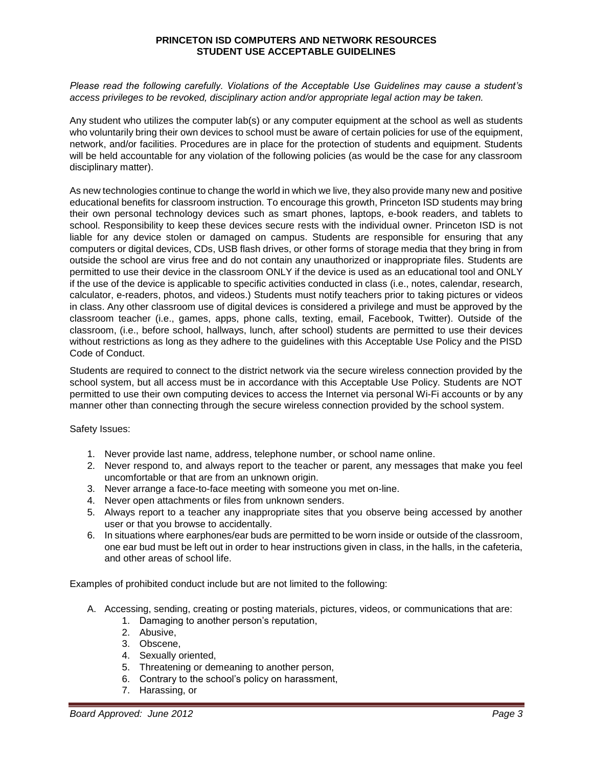# PRINCETON ISD COMPUTERS AND NETWORK RESOURCES
# STUDENT USE ACCEPTABLE GUIDELINES

*Please read the following carefully. Violations of the Acceptable Use Guidelines may cause a student's access privileges to be revoked, disciplinary action and/or appropriate legal action may be taken.*

Any student who utilizes the computer lab(s) or any computer equipment at the school as well as students who voluntarily bring their own devices to school must be aware of certain policies for use of the equipment, network, and/or facilities. Procedures are in place for the protection of students and equipment. Students will be held accountable for any violation of the following policies (as would be the case for any classroom disciplinary matter).

As new technologies continue to change the world in which we live, they also provide many new and positive educational benefits for classroom instruction. To encourage this growth, Princeton ISD students may bring their own personal technology devices such as smart phones, laptops, e-book readers, and tablets to school. Responsibility to keep these devices secure rests with the individual owner. Princeton ISD is not liable for any device stolen or damaged on campus. Students are responsible for ensuring that any computers or digital devices, CDs, USB flash drives, or other forms of storage media that they bring in from outside the school are virus free and do not contain any unauthorized or inappropriate files. Students are permitted to use their device in the classroom ONLY if the device is used as an educational tool and ONLY if the use of the device is applicable to specific activities conducted in class (i.e., notes, calendar, research, calculator, e-readers, photos, and videos.) Students must notify teachers prior to taking pictures or videos in class. Any other classroom use of digital devices is considered a privilege and must be approved by the classroom teacher (i.e., games, apps, phone calls, texting, email, Facebook, Twitter). Outside of the classroom, (i.e., before school, hallways, lunch, after school) students are permitted to use their devices without restrictions as long as they adhere to the guidelines with this Acceptable Use Policy and the PISD Code of Conduct.

Students are required to connect to the district network via the secure wireless connection provided by the school system, but all access must be in accordance with this Acceptable Use Policy. Students are NOT permitted to use their own computing devices to access the Internet via personal Wi-Fi accounts or by any manner other than connecting through the secure wireless connection provided by the school system.

Safety Issues:

1. Never provide last name, address, telephone number, or school name online.
2. Never respond to, and always report to the teacher or parent, any messages that make you feel uncomfortable or that are from an unknown origin.
3. Never arrange a face-to-face meeting with someone you met on-line.
4. Never open attachments or files from unknown senders.
5. Always report to a teacher any inappropriate sites that you observe being accessed by another user or that you browse to accidentally.
6. In situations where earphones/ear buds are permitted to be worn inside or outside of the classroom, one ear bud must be left out in order to hear instructions given in class, in the halls, in the cafeteria, and other areas of school life.

Examples of prohibited conduct include but are not limited to the following:

A. Accessing, sending, creating or posting materials, pictures, videos, or communications that are:
   1. Damaging to another person's reputation,
   2. Abusive,
   3. Obscene,
   4. Sexually oriented,
   5. Threatening or demeaning to another person,
   6. Contrary to the school's policy on harassment,
   7. Harassing, or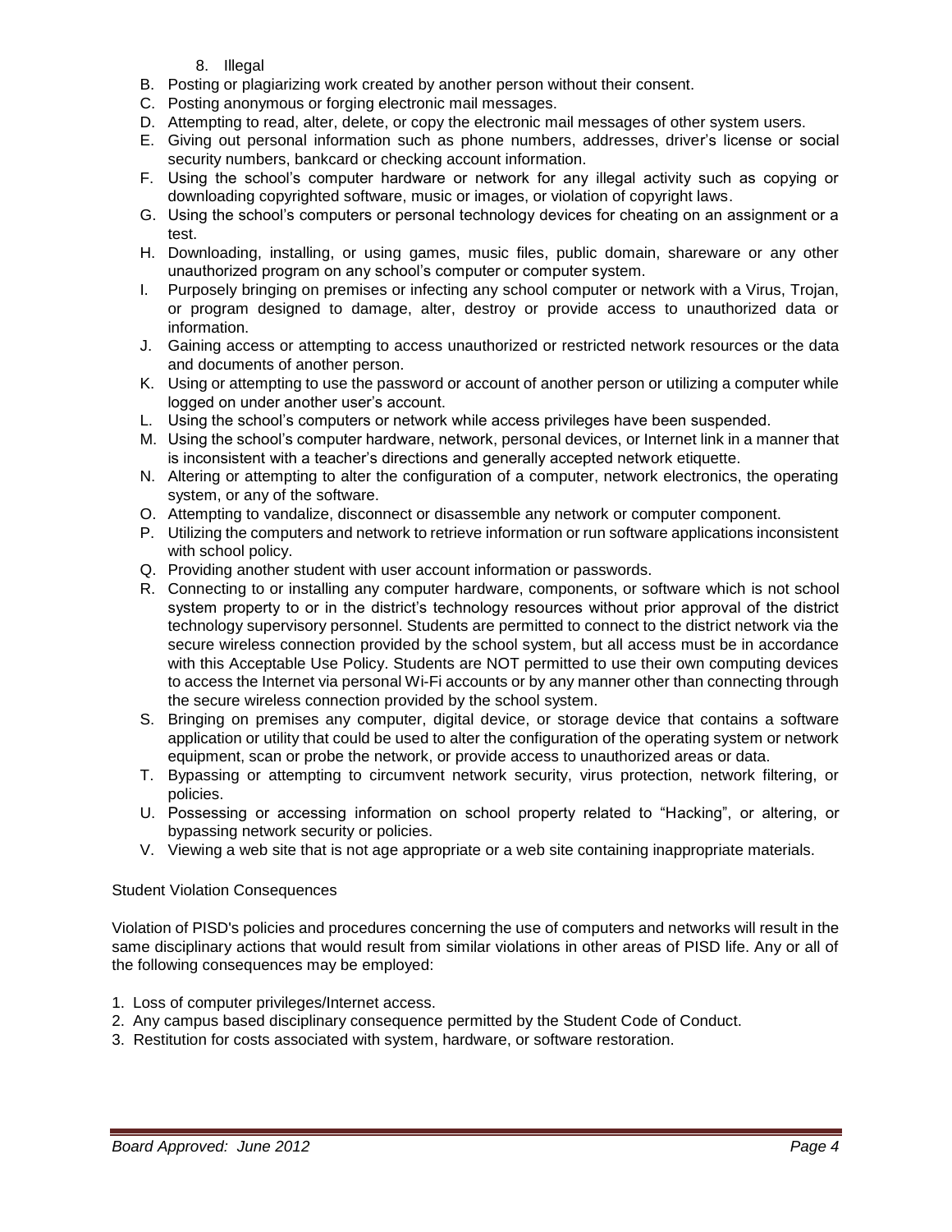8. Illegal

B. Posting or plagiarizing work created by another person without their consent.
C. Posting anonymous or forging electronic mail messages.
D. Attempting to read, alter, delete, or copy the electronic mail messages of other system users.
E. Giving out personal information such as phone numbers, addresses, driver's license or social security numbers, bankcard or checking account information.
F. Using the school's computer hardware or network for any illegal activity such as copying or downloading copyrighted software, music or images, or violation of copyright laws.
G. Using the school's computers or personal technology devices for cheating on an assignment or a test.
H. Downloading, installing, or using games, music files, public domain, shareware or any other unauthorized program on any school's computer or computer system.
I. Purposely bringing on premises or infecting any school computer or network with a Virus, Trojan, or program designed to damage, alter, destroy or provide access to unauthorized data or information.
J. Gaining access or attempting to access unauthorized or restricted network resources or the data and documents of another person.
K. Using or attempting to use the password or account of another person or utilizing a computer while logged on under another user's account.
L. Using the school's computers or network while access privileges have been suspended.
M. Using the school's computer hardware, network, personal devices, or Internet link in a manner that is inconsistent with a teacher's directions and generally accepted network etiquette.
N. Altering or attempting to alter the configuration of a computer, network electronics, the operating system, or any of the software.
O. Attempting to vandalize, disconnect or disassemble any network or computer component.
P. Utilizing the computers and network to retrieve information or run software applications inconsistent with school policy.
Q. Providing another student with user account information or passwords.
R. Connecting to or installing any computer hardware, components, or software which is not school system property to or in the district's technology resources without prior approval of the district technology supervisory personnel. Students are permitted to connect to the district network via the secure wireless connection provided by the school system, but all access must be in accordance with this Acceptable Use Policy. Students are NOT permitted to use their own computing devices to access the Internet via personal Wi-Fi accounts or by any manner other than connecting through the secure wireless connection provided by the school system.
S. Bringing on premises any computer, digital device, or storage device that contains a software application or utility that could be used to alter the configuration of the operating system or network equipment, scan or probe the network, or provide access to unauthorized areas or data.
T. Bypassing or attempting to circumvent network security, virus protection, network filtering, or policies.
U. Possessing or accessing information on school property related to "Hacking", or altering, or bypassing network security or policies.
V. Viewing a web site that is not age appropriate or a web site containing inappropriate materials.

Student Violation Consequences

Violation of PISD's policies and procedures concerning the use of computers and networks will result in the same disciplinary actions that would result from similar violations in other areas of PISD life. Any or all of the following consequences may be employed:

1. Loss of computer privileges/Internet access.
2. Any campus based disciplinary consequence permitted by the Student Code of Conduct.
3. Restitution for costs associated with system, hardware, or software restoration.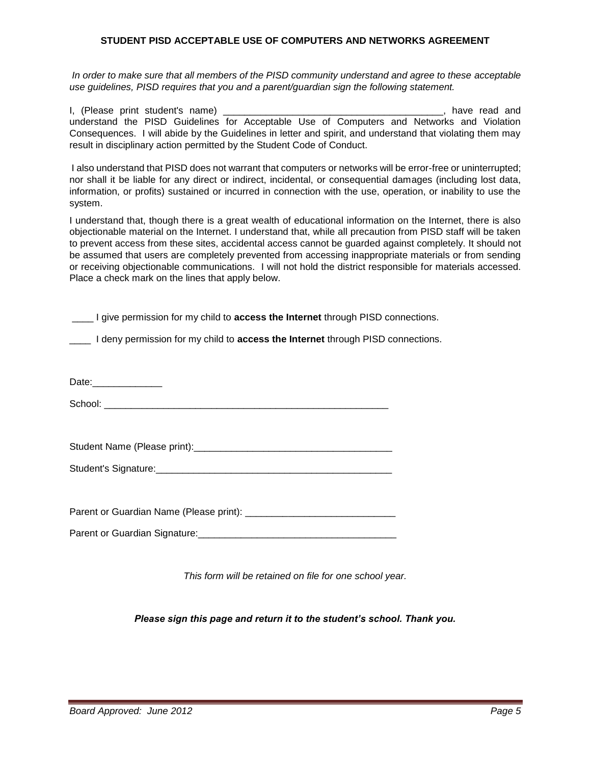**STUDENT PISD ACCEPTABLE USE OF COMPUTERS AND NETWORKS AGREEMENT**

*In order to make sure that all members of the PISD community understand and agree to these acceptable use guidelines, PISD requires that you and a parent/guardian sign the following statement.*

I, (Please print student's name) _________________________________________, have read and understand the PISD Guidelines for Acceptable Use of Computers and Networks and Violation Consequences. I will abide by the Guidelines in letter and spirit, and understand that violating them may result in disciplinary action permitted by the Student Code of Conduct.

I also understand that PISD does not warrant that computers or networks will be error-free or uninterrupted; nor shall it be liable for any direct or indirect, incidental, or consequential damages (including lost data, information, or profits) sustained or incurred in connection with the use, operation, or inability to use the system.

I understand that, though there is a great wealth of educational information on the Internet, there is also objectionable material on the Internet. I understand that, while all precaution from PISD staff will be taken to prevent access from these sites, accidental access cannot be guarded against completely. It should not be assumed that users are completely prevented from accessing inappropriate materials or from sending or receiving objectionable communications. I will not hold the district responsible for materials accessed. Place a check mark on the lines that apply below.

____ I give permission for my child to **access the Internet** through PISD connections.

____ I deny permission for my child to **access the Internet** through PISD connections.

Date:_____________

School: _______________________________________________________

Student Name (Please print):_____________________________________

Student's Signature:_____________________________________________

Parent or Guardian Name (Please print): ____________________________

Parent or Guardian Signature:____________________________________

*This form will be retained on file for one school year.*

***Please sign this page and return it to the student's school. Thank you.***

*Board Approved: June 2012*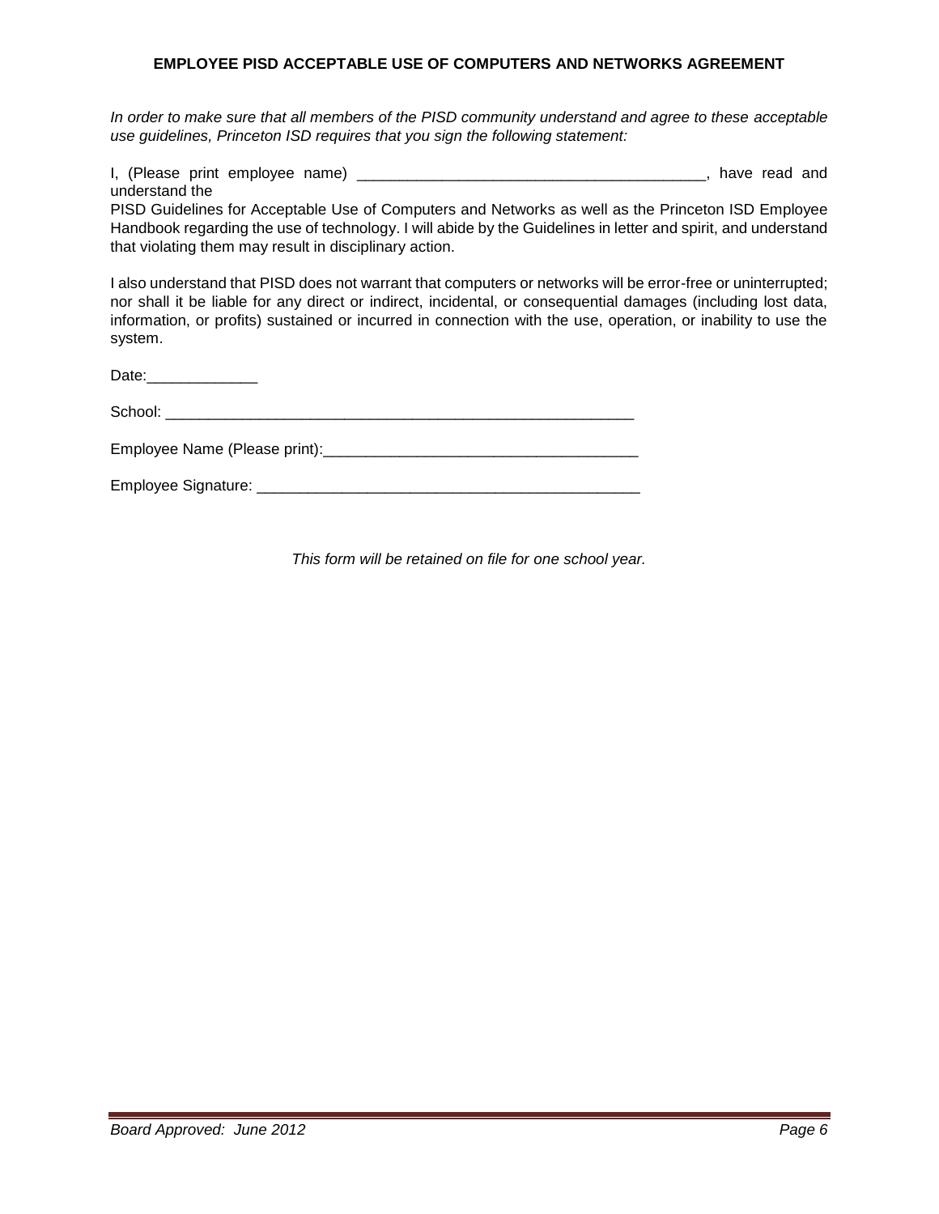**EMPLOYEE PISD ACCEPTABLE USE OF COMPUTERS AND NETWORKS AGREEMENT**

*In order to make sure that all members of the PISD community understand and agree to these acceptable use guidelines, Princeton ISD requires that you sign the following statement:*

I, (Please print employee name) _________________________________________, have read and understand the

PISD Guidelines for Acceptable Use of Computers and Networks as well as the Princeton ISD Employee Handbook regarding the use of technology. I will abide by the Guidelines in letter and spirit, and understand that violating them may result in disciplinary action.

I also understand that PISD does not warrant that computers or networks will be error-free or uninterrupted; nor shall it be liable for any direct or indirect, incidental, or consequential damages (including lost data, information, or profits) sustained or incurred in connection with the use, operation, or inability to use the system.

Date:_____________

School: __________________________________________________________

Employee Name (Please print):_____________________________________

Employee Signature: _______________________________________________

*This form will be retained on file for one school year.*